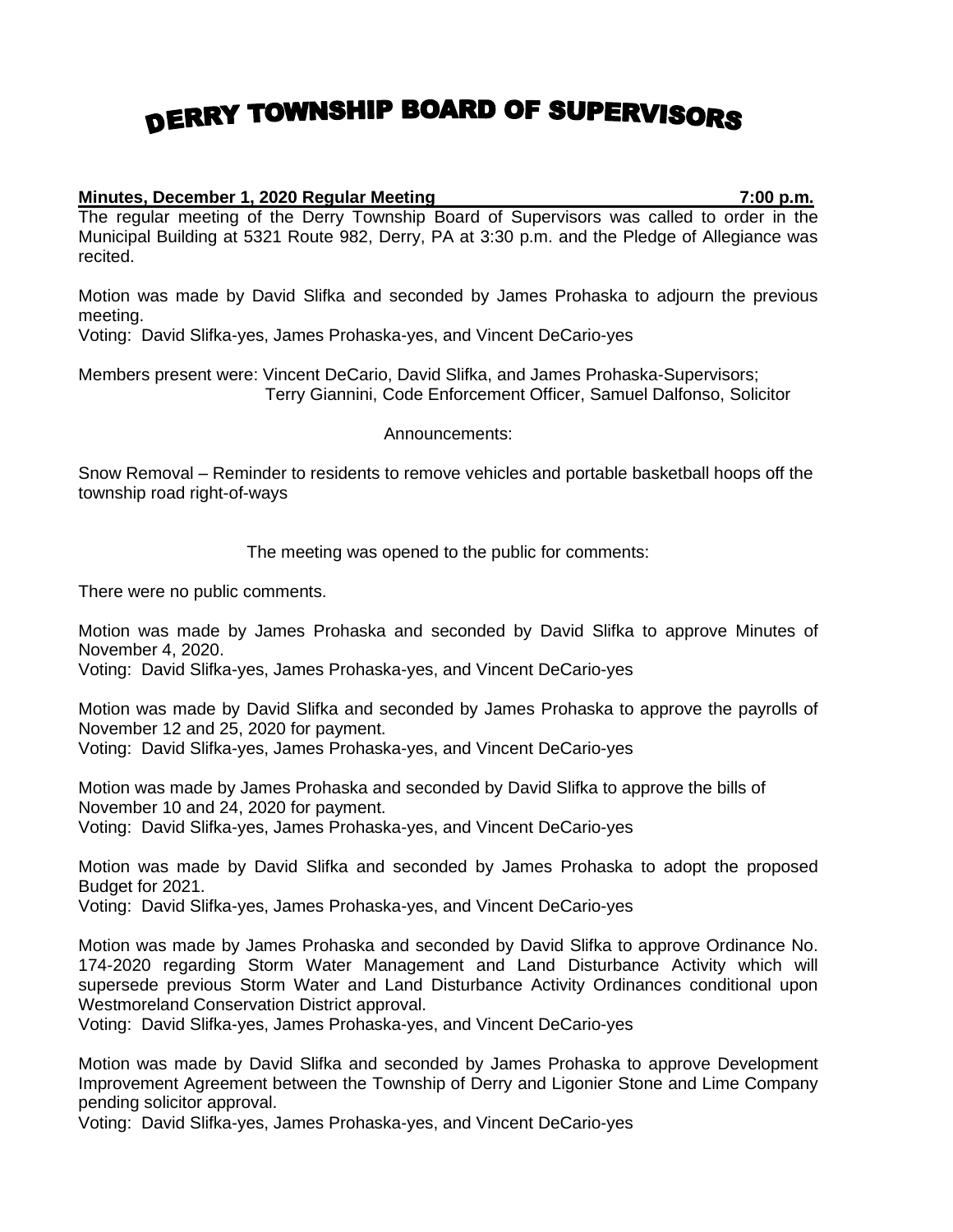# DERRY TOWNSHIP BOARD OF SUPERVISORS

**Minutes, December 1, 2020 Regular Meeting 7:00 p.m.**

The regular meeting of the Derry Township Board of Supervisors was called to order in the Municipal Building at 5321 Route 982, Derry, PA at 3:30 p.m. and the Pledge of Allegiance was recited.

Motion was made by David Slifka and seconded by James Prohaska to adjourn the previous meeting.
Voting: David Slifka-yes, James Prohaska-yes, and Vincent DeCario-yes

Members present were: Vincent DeCario, David Slifka, and James Prohaska-Supervisors;
Terry Giannini, Code Enforcement Officer, Samuel Dalfonso, Solicitor

Announcements:

Snow Removal – Reminder to residents to remove vehicles and portable basketball hoops off the township road right-of-ways

The meeting was opened to the public for comments:

There were no public comments.

Motion was made by James Prohaska and seconded by David Slifka to approve Minutes of November 4, 2020.
Voting: David Slifka-yes, James Prohaska-yes, and Vincent DeCario-yes

Motion was made by David Slifka and seconded by James Prohaska to approve the payrolls of November 12 and 25, 2020 for payment.
Voting: David Slifka-yes, James Prohaska-yes, and Vincent DeCario-yes

Motion was made by James Prohaska and seconded by David Slifka to approve the bills of November 10 and 24, 2020 for payment.
Voting: David Slifka-yes, James Prohaska-yes, and Vincent DeCario-yes

Motion was made by David Slifka and seconded by James Prohaska to adopt the proposed Budget for 2021.
Voting: David Slifka-yes, James Prohaska-yes, and Vincent DeCario-yes

Motion was made by James Prohaska and seconded by David Slifka to approve Ordinance No. 174-2020 regarding Storm Water Management and Land Disturbance Activity which will supersede previous Storm Water and Land Disturbance Activity Ordinances conditional upon Westmoreland Conservation District approval.
Voting: David Slifka-yes, James Prohaska-yes, and Vincent DeCario-yes

Motion was made by David Slifka and seconded by James Prohaska to approve Development Improvement Agreement between the Township of Derry and Ligonier Stone and Lime Company pending solicitor approval.
Voting: David Slifka-yes, James Prohaska-yes, and Vincent DeCario-yes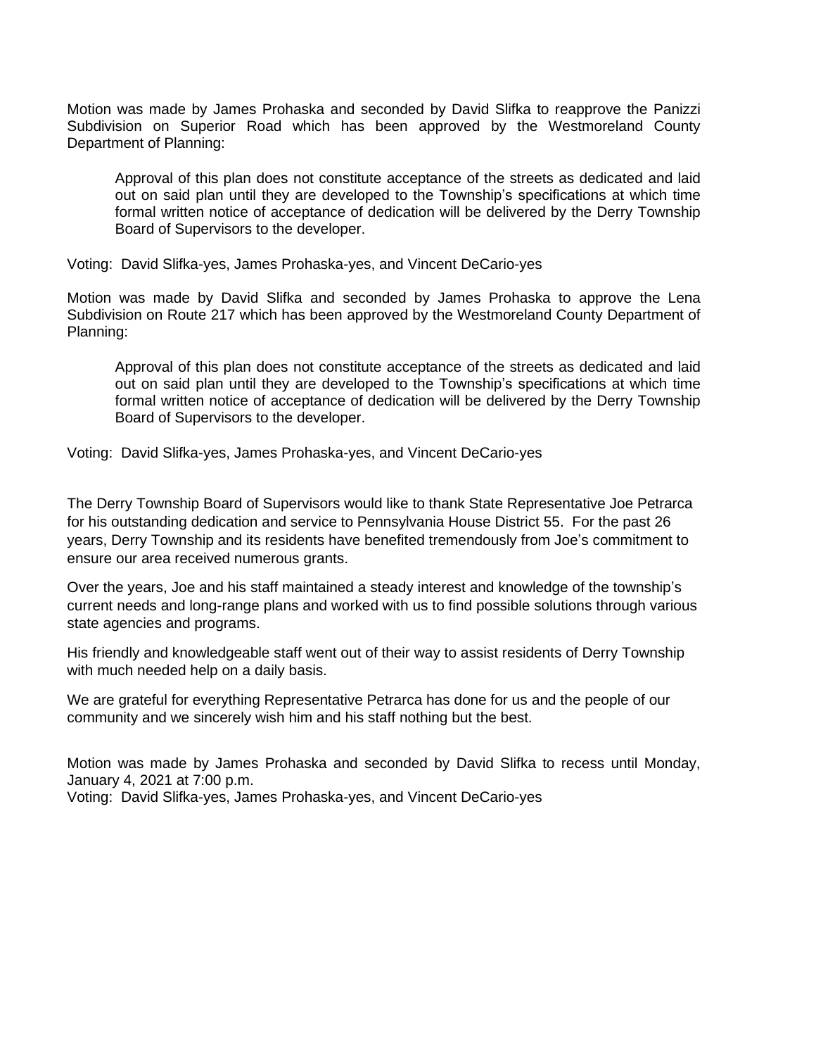Motion was made by James Prohaska and seconded by David Slifka to reapprove the Panizzi Subdivision on Superior Road which has been approved by the Westmoreland County Department of Planning:

> Approval of this plan does not constitute acceptance of the streets as dedicated and laid out on said plan until they are developed to the Township's specifications at which time formal written notice of acceptance of dedication will be delivered by the Derry Township Board of Supervisors to the developer.

Voting: David Slifka-yes, James Prohaska-yes, and Vincent DeCario-yes

Motion was made by David Slifka and seconded by James Prohaska to approve the Lena Subdivision on Route 217 which has been approved by the Westmoreland County Department of Planning:

> Approval of this plan does not constitute acceptance of the streets as dedicated and laid out on said plan until they are developed to the Township's specifications at which time formal written notice of acceptance of dedication will be delivered by the Derry Township Board of Supervisors to the developer.

Voting: David Slifka-yes, James Prohaska-yes, and Vincent DeCario-yes

The Derry Township Board of Supervisors would like to thank State Representative Joe Petrarca for his outstanding dedication and service to Pennsylvania House District 55. For the past 26 years, Derry Township and its residents have benefited tremendously from Joe's commitment to ensure our area received numerous grants.

Over the years, Joe and his staff maintained a steady interest and knowledge of the township's current needs and long-range plans and worked with us to find possible solutions through various state agencies and programs.

His friendly and knowledgeable staff went out of their way to assist residents of Derry Township with much needed help on a daily basis.

We are grateful for everything Representative Petrarca has done for us and the people of our community and we sincerely wish him and his staff nothing but the best.

Motion was made by James Prohaska and seconded by David Slifka to recess until Monday, January 4, 2021 at 7:00 p.m.
Voting: David Slifka-yes, James Prohaska-yes, and Vincent DeCario-yes